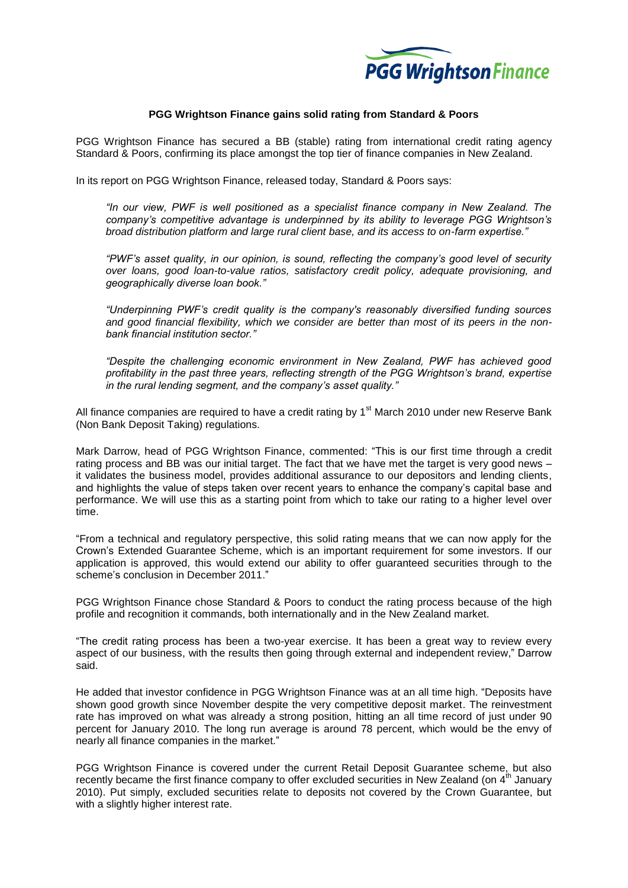PGG Wrightson Finance

**PGG Wrightson Finance gains solid rating from Standard & Poors**

PGG Wrightson Finance has secured a BB (stable) rating from international credit rating agency Standard & Poors, confirming its place amongst the top tier of finance companies in New Zealand.

In its report on PGG Wrightson Finance, released today, Standard & Poors says:

> *"In our view, PWF is well positioned as a specialist finance company in New Zealand. The company's competitive advantage is underpinned by its ability to leverage PGG Wrightson's broad distribution platform and large rural client base, and its access to on-farm expertise."*
>
> *"PWF's asset quality, in our opinion, is sound, reflecting the company's good level of security over loans, good loan-to-value ratios, satisfactory credit policy, adequate provisioning, and geographically diverse loan book."*
>
> *"Underpinning PWF's credit quality is the company's reasonably diversified funding sources and good financial flexibility, which we consider are better than most of its peers in the non-bank financial institution sector."*
>
> *"Despite the challenging economic environment in New Zealand, PWF has achieved good profitability in the past three years, reflecting strength of the PGG Wrightson's brand, expertise in the rural lending segment, and the company's asset quality."*

All finance companies are required to have a credit rating by 1st March 2010 under new Reserve Bank (Non Bank Deposit Taking) regulations.

Mark Darrow, head of PGG Wrightson Finance, commented: "This is our first time through a credit rating process and BB was our initial target. The fact that we have met the target is very good news – it validates the business model, provides additional assurance to our depositors and lending clients, and highlights the value of steps taken over recent years to enhance the company's capital base and performance. We will use this as a starting point from which to take our rating to a higher level over time.

"From a technical and regulatory perspective, this solid rating means that we can now apply for the Crown's Extended Guarantee Scheme, which is an important requirement for some investors. If our application is approved, this would extend our ability to offer guaranteed securities through to the scheme's conclusion in December 2011."

PGG Wrightson Finance chose Standard & Poors to conduct the rating process because of the high profile and recognition it commands, both internationally and in the New Zealand market.

"The credit rating process has been a two-year exercise. It has been a great way to review every aspect of our business, with the results then going through external and independent review," Darrow said.

He added that investor confidence in PGG Wrightson Finance was at an all time high. "Deposits have shown good growth since November despite the very competitive deposit market. The reinvestment rate has improved on what was already a strong position, hitting an all time record of just under 90 percent for January 2010. The long run average is around 78 percent, which would be the envy of nearly all finance companies in the market."

PGG Wrightson Finance is covered under the current Retail Deposit Guarantee scheme, but also recently became the first finance company to offer excluded securities in New Zealand (on 4th January 2010). Put simply, excluded securities relate to deposits not covered by the Crown Guarantee, but with a slightly higher interest rate.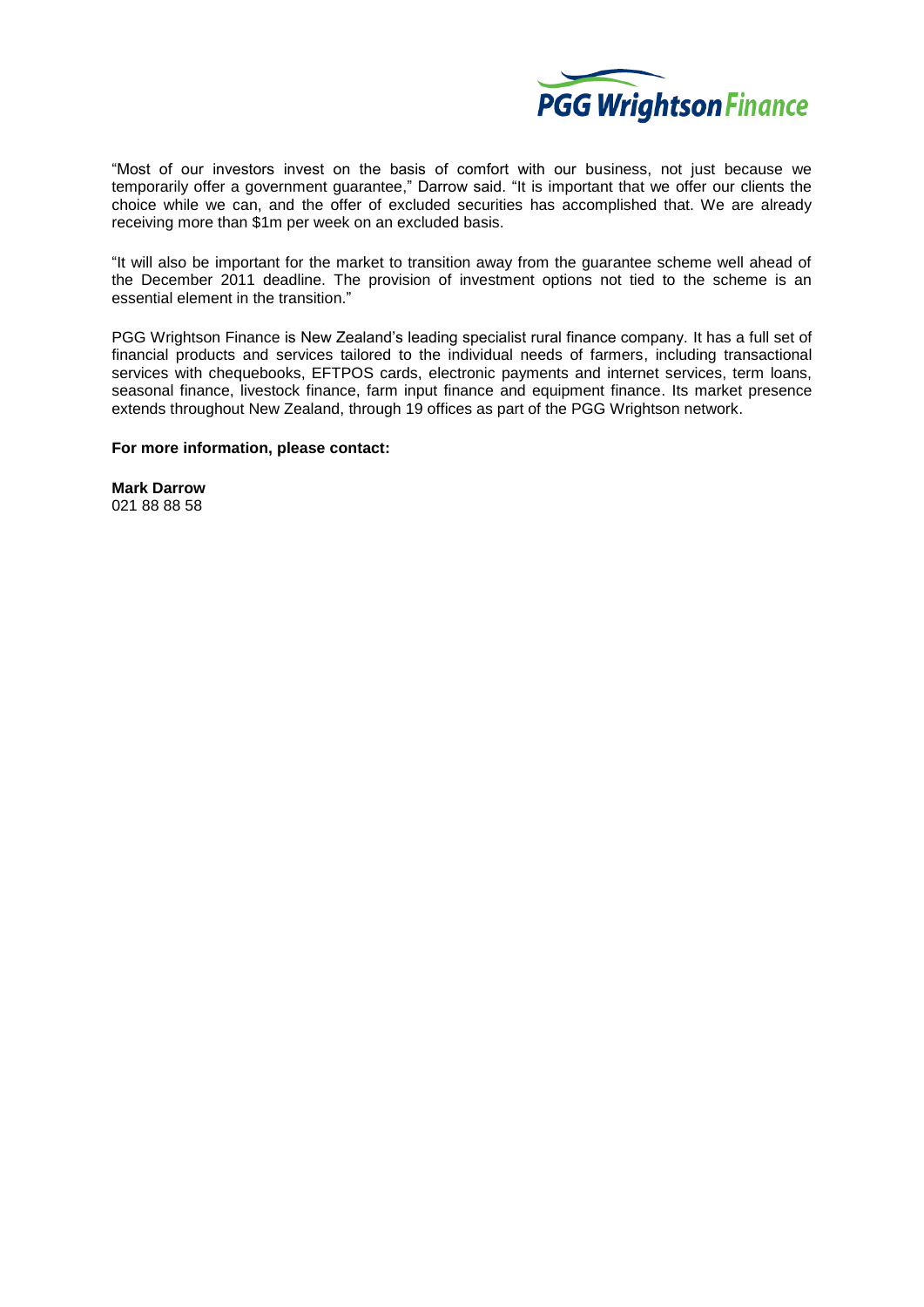"Most of our investors invest on the basis of comfort with our business, not just because we temporarily offer a government guarantee," Darrow said. "It is important that we offer our clients the choice while we can, and the offer of excluded securities has accomplished that. We are already receiving more than $1m per week on an excluded basis.

"It will also be important for the market to transition away from the guarantee scheme well ahead of the December 2011 deadline. The provision of investment options not tied to the scheme is an essential element in the transition."

PGG Wrightson Finance is New Zealand's leading specialist rural finance company. It has a full set of financial products and services tailored to the individual needs of farmers, including transactional services with chequebooks, EFTPOS cards, electronic payments and internet services, term loans, seasonal finance, livestock finance, farm input finance and equipment finance. Its market presence extends throughout New Zealand, through 19 offices as part of the PGG Wrightson network.

**For more information, please contact:**

**Mark Darrow**
021 88 88 58